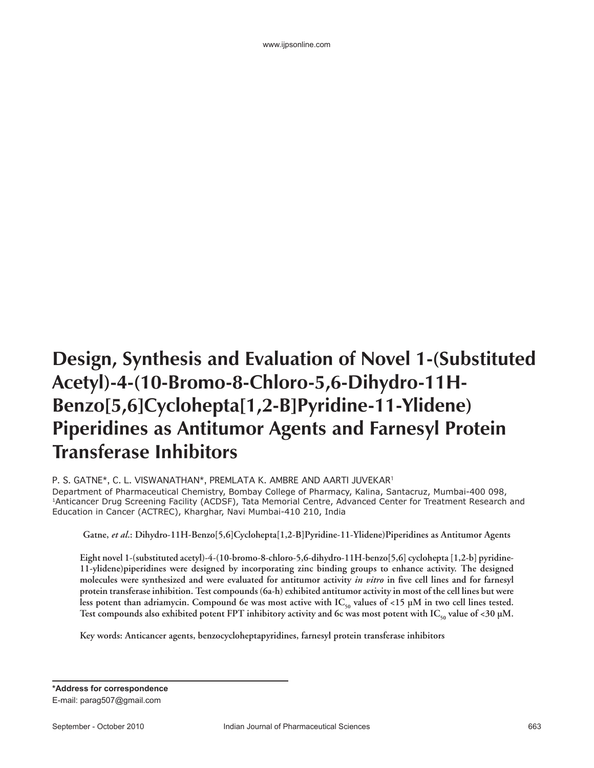# Design, Synthesis and Evaluation of Novel 1-(Substituted Acetyl)-4-(10-Bromo-8-Chloro-5,6-Dihydro-11H-Benzo[5,6]Cyclohepta[1,2-B]Pyridine-11-Ylidene) Piperidines as Antitumor Agents and Farnesyl Protein Transferase Inhibitors

P. S. GATNE*, C. L. VISWANATHAN*, PREMLATA K. AMBRE AND AARTI JUVEKAR[1]

Department of Pharmaceutical Chemistry, Bombay College of Pharmacy, Kalina, Santacruz, Mumbai-400 098, [1]Anticancer Drug Screening Facility (ACDSF), Tata Memorial Centre, Advanced Center for Treatment Research and Education in Cancer (ACTREC), Kharghar, Navi Mumbai-410 210, India

**Gatne, *et al*.: Dihydro-11H-Benzo[5,6]Cyclohepta[1,2-B]Pyridine-11-Ylidene)Piperidines as Antitumor Agents**

**Eight novel 1-(substituted acetyl)-4-(10-bromo-8-chloro-5,6-dihydro-11H-benzo[5,6] cyclohepta [1,2-b] pyridine-11-ylidene)piperidines were designed by incorporating zinc binding groups to enhance activity. The designed molecules were synthesized and were evaluated for antitumor activity *in vitro* in five cell lines and for farnesyl protein transferase inhibition. Test compounds (6a-h) exhibited antitumor activity in most of the cell lines but were less potent than adriamycin. Compound 6e was most active with $IC_{50}$ values of <15 μM in two cell lines tested. Test compounds also exhibited potent FPT inhibitory activity and 6c was most potent with $IC_{50}$ value of <30 μM.**

**Key words: Anticancer agents, benzocycloheptapyridines, farnesyl protein transferase inhibitors**

**\*Address for correspondence**
E-mail: parag507@gmail.com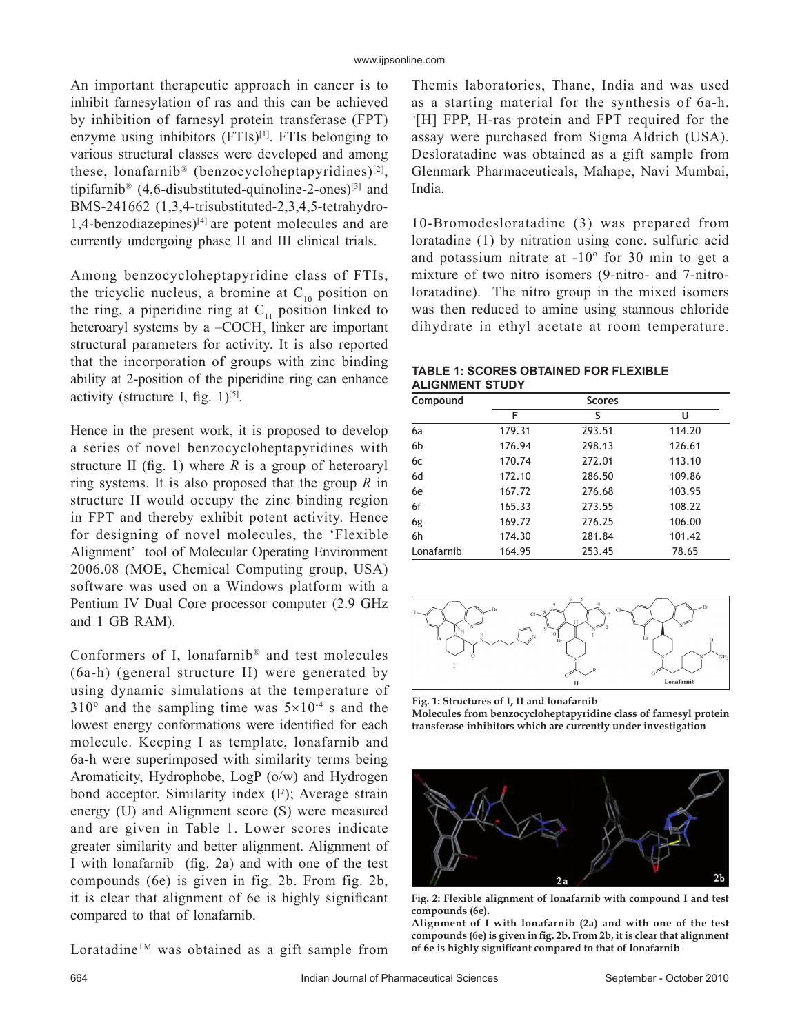An important therapeutic approach in cancer is to inhibit farnesylation of ras and this can be achieved by inhibition of farnesyl protein transferase (FPT) enzyme using inhibitors (FTIs)[1]. FTIs belonging to various structural classes were developed and among these, lonafarnib® (benzocycloheptapyridines)[2], tipifarnib® (4,6-disubstituted-quinoline-2-ones)[3] and BMS-241662 (1,3,4-trisubstituted-2,3,4,5-tetrahydro-1,4-benzodiazepines)[4] are potent molecules and are currently undergoing phase II and III clinical trials.

Among benzocycloheptapyridine class of FTIs, the tricyclic nucleus, a bromine at $C_{10}$ position on the ring, a piperidine ring at $C_{11}$ position linked to heteroaryl systems by a $–COCH_2$ linker are important structural parameters for activity. It is also reported that the incorporation of groups with zinc binding ability at 2-position of the piperidine ring can enhance activity (structure I, fig. 1)[5].

Hence in the present work, it is proposed to develop a series of novel benzocycloheptapyridines with structure II (fig. 1) where *R* is a group of heteroaryl ring systems. It is also proposed that the group *R* in structure II would occupy the zinc binding region in FPT and thereby exhibit potent activity. Hence for designing of novel molecules, the 'Flexible Alignment' tool of Molecular Operating Environment 2006.08 (MOE, Chemical Computing group, USA) software was used on a Windows platform with a Pentium IV Dual Core processor computer (2.9 GHz and 1 GB RAM).

Conformers of I, lonafarnib® and test molecules (6a-h) (general structure II) were generated by using dynamic simulations at the temperature of 310° and the sampling time was $5\times10^{-4}$ s and the lowest energy conformations were identified for each molecule. Keeping I as template, lonafarnib and 6a-h were superimposed with similarity terms being Aromaticity, Hydrophobe, LogP (o/w) and Hydrogen bond acceptor. Similarity index (F); Average strain energy (U) and Alignment score (S) were measured and are given in Table 1. Lower scores indicate greater similarity and better alignment. Alignment of I with lonafarnib (fig. 2a) and with one of the test compounds (6e) is given in fig. 2b. From fig. 2b, it is clear that alignment of 6e is highly significant compared to that of lonafarnib.

Loratadine™ was obtained as a gift sample from Themis laboratories, Thane, India and was used as a starting material for the synthesis of 6a-h. [3][H] FPP, H-ras protein and FPT required for the assay were purchased from Sigma Aldrich (USA). Desloratadine was obtained as a gift sample from Glenmark Pharmaceuticals, Mahape, Navi Mumbai, India.

10-Bromodesloratadine (3) was prepared from loratadine (1) by nitration using conc. sulfuric acid and potassium nitrate at -10° for 30 min to get a mixture of two nitro isomers (9-nitro- and 7-nitro-loratadine). The nitro group in the mixed isomers was then reduced to amine using stannous chloride dihydrate in ethyl acetate at room temperature.

**TABLE 1: SCORES OBTAINED FOR FLEXIBLE ALIGNMENT STUDY**

| Compound | Scores | | |
|---|---|---|---|
| | F | S | U |
| 6a | 179.31 | 293.51 | 114.20 |
| 6b | 176.94 | 298.13 | 126.61 |
| 6c | 170.74 | 272.01 | 113.10 |
| 6d | 172.10 | 286.50 | 109.86 |
| 6e | 167.72 | 276.68 | 103.95 |
| 6f | 165.33 | 273.55 | 108.22 |
| 6g | 169.72 | 276.25 | 106.00 |
| 6h | 174.30 | 281.84 | 101.42 |
| Lonafarnib | 164.95 | 253.45 | 78.65 |

**Fig. 1: Structures of I, II and lonafarnib**

**Molecules from benzocycloheptapyridine class of farnesyl protein transferase inhibitors which are currently under investigation**

**Fig. 2: Flexible alignment of lonafarnib with compound I and test compounds (6e).**

**Alignment of I with lonafarnib (2a) and with one of the test compounds (6e) is given in fig. 2b. From 2b, it is clear that alignment of 6e is highly significant compared to that of lonafarnib**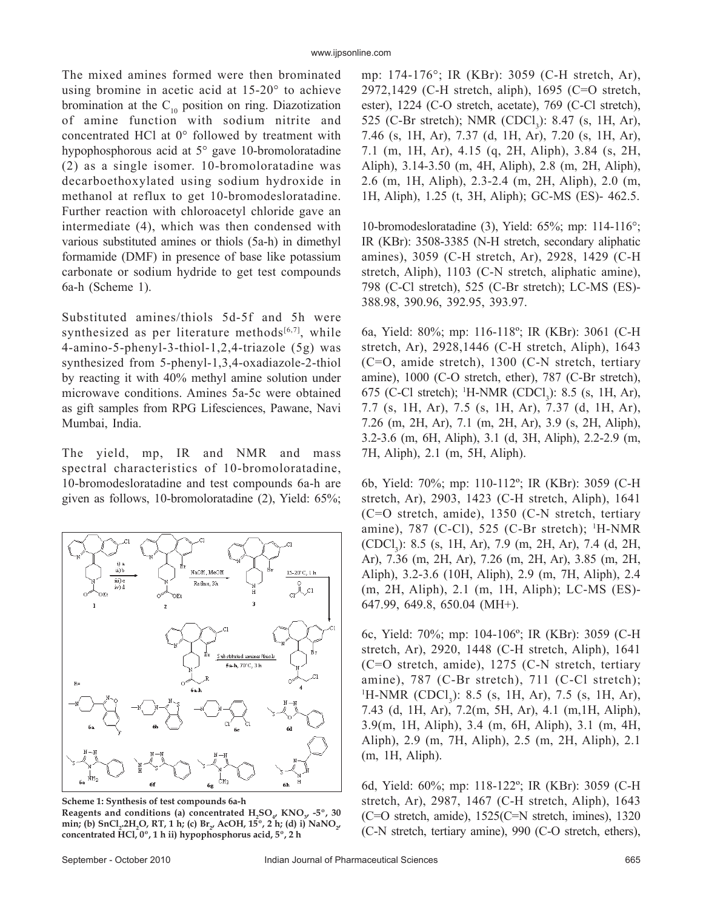The mixed amines formed were then brominated using bromine in acetic acid at 15-20° to achieve bromination at the $C_{10}$ position on ring. Diazotization of amine function with sodium nitrite and concentrated HCl at 0° followed by treatment with hypophosphorous acid at 5° gave 10-bromoloratadine (2) as a single isomer. 10-bromoloratadine was decarboethoxylated using sodium hydroxide in methanol at reflux to get 10-bromodesloratadine. Further reaction with chloroacetyl chloride gave an intermediate (4), which was then condensed with various substituted amines or thiols (5a-h) in dimethyl formamide (DMF) in presence of base like potassium carbonate or sodium hydride to get test compounds 6a-h (Scheme 1).

Substituted amines/thiols 5d-5f and 5h were synthesized as per literature methods[6,7], while 4-amino-5-phenyl-3-thiol-1,2,4-triazole (5g) was synthesized from 5-phenyl-1,3,4-oxadiazole-2-thiol by reacting it with 40% methyl amine solution under microwave conditions. Amines 5a-5c were obtained as gift samples from RPG Lifesciences, Pawane, Navi Mumbai, India.

The yield, mp, IR and NMR and mass spectral characteristics of 10-bromoloratadine, 10-bromodesloratadine and test compounds 6a-h are given as follows, 10-bromoloratadine (2), Yield: 65%; mp: 174-176°; IR (KBr): 3059 (C-H stretch, Ar), 2972,1429 (C-H stretch, aliph), 1695 (C=O stretch, ester), 1224 (C-O stretch, acetate), 769 (C-Cl stretch), 525 (C-Br stretch); NMR ($CDCl_3$): 8.47 (s, 1H, Ar), 7.46 (s, 1H, Ar), 7.37 (d, 1H, Ar), 7.20 (s, 1H, Ar), 7.1 (m, 1H, Ar), 4.15 (q, 2H, Aliph), 3.84 (s, 2H, Aliph), 3.14-3.50 (m, 4H, Aliph), 2.8 (m, 2H, Aliph), 2.6 (m, 1H, Aliph), 2.3-2.4 (m, 2H, Aliph), 2.0 (m, 1H, Aliph), 1.25 (t, 3H, Aliph); GC-MS (ES)- 462.5.

**Scheme 1: Synthesis of test compounds 6a-h**
**Reagents and conditions (a) concentrated $H_2SO_4$, $KNO_3$, -5°, 30 min; (b) $SnCl_2.2H_2O$, RT, 1 h; (c) $Br_2$, AcOH, 15°, 2 h; (d) i) $NaNO_2$, concentrated HCl, 0°, 1 h ii) hypophosphorus acid, 5°, 2 h**

10-bromodesloratadine (3), Yield: 65%; mp: 114-116°; IR (KBr): 3508-3385 (N-H stretch, secondary aliphatic amines), 3059 (C-H stretch, Ar), 2928, 1429 (C-H stretch, Aliph), 1103 (C-N stretch, aliphatic amine), 798 (C-Cl stretch), 525 (C-Br stretch); LC-MS (ES)- 388.98, 390.96, 392.95, 393.97.

6a, Yield: 80%; mp: 116-118º; IR (KBr): 3061 (C-H stretch, Ar), 2928,1446 (C-H stretch, Aliph), 1643 (C=O, amide stretch), 1300 (C-N stretch, tertiary amine), 1000 (C-O stretch, ether), 787 (C-Br stretch), 675 (C-Cl stretch); $^1$H-NMR ($CDCl_3$): 8.5 (s, 1H, Ar), 7.7 (s, 1H, Ar), 7.5 (s, 1H, Ar), 7.37 (d, 1H, Ar), 7.26 (m, 2H, Ar), 7.1 (m, 2H, Ar), 3.9 (s, 2H, Aliph), 3.2-3.6 (m, 6H, Aliph), 3.1 (d, 3H, Aliph), 2.2-2.9 (m, 7H, Aliph), 2.1 (m, 5H, Aliph).

6b, Yield: 70%; mp: 110-112º; IR (KBr): 3059 (C-H stretch, Ar), 2903, 1423 (C-H stretch, Aliph), 1641 (C=O stretch, amide), 1350 (C-N stretch, tertiary amine), 787 (C-Cl), 525 (C-Br stretch); $^1$H-NMR ($CDCl_3$): 8.5 (s, 1H, Ar), 7.9 (m, 2H, Ar), 7.4 (d, 2H, Ar), 7.36 (m, 2H, Ar), 7.26 (m, 2H, Ar), 3.85 (m, 2H, Aliph), 3.2-3.6 (10H, Aliph), 2.9 (m, 7H, Aliph), 2.4 (m, 2H, Aliph), 2.1 (m, 1H, Aliph); LC-MS (ES)- 647.99, 649.8, 650.04 (MH+).

6c, Yield: 70%; mp: 104-106º; IR (KBr): 3059 (C-H stretch, Ar), 2920, 1448 (C-H stretch, Aliph), 1641 (C=O stretch, amide), 1275 (C-N stretch, tertiary amine), 787 (C-Br stretch), 711 (C-Cl stretch); $^1$H-NMR ($CDCl_3$): 8.5 (s, 1H, Ar), 7.5 (s, 1H, Ar), 7.43 (d, 1H, Ar), 7.2(m, 5H, Ar), 4.1 (m,1H, Aliph), 3.9(m, 1H, Aliph), 3.4 (m, 6H, Aliph), 3.1 (m, 4H, Aliph), 2.9 (m, 7H, Aliph), 2.5 (m, 2H, Aliph), 2.1 (m, 1H, Aliph).

6d, Yield: 60%; mp: 118-122º; IR (KBr): 3059 (C-H stretch, Ar), 2987, 1467 (C-H stretch, Aliph), 1643 (C=O stretch, amide), 1525(C=N stretch, imines), 1320 (C-N stretch, tertiary amine), 990 (C-O stretch, ethers),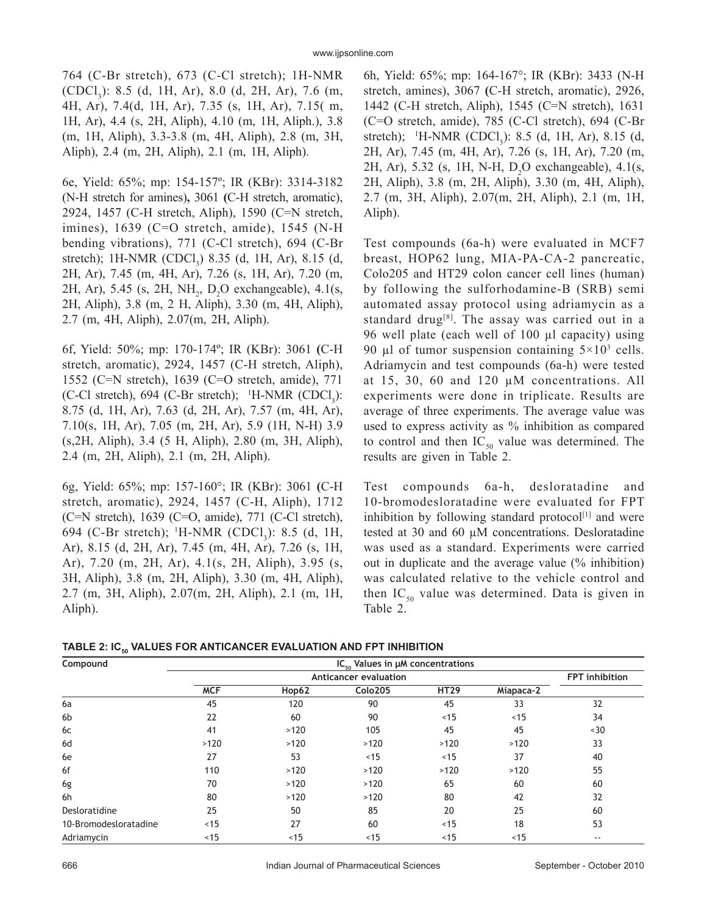764 (C-Br stretch), 673 (C-Cl stretch); 1H-NMR ($CDCl_3$): 8.5 (d, 1H, Ar), 8.0 (d, 2H, Ar), 7.6 (m, 4H, Ar), 7.4(d, 1H, Ar), 7.35 (s, 1H, Ar), 7.15( m, 1H, Ar), 4.4 (s, 2H, Aliph), 4.10 (m, 1H, Aliph.), 3.8 (m, 1H, Aliph), 3.3-3.8 (m, 4H, Aliph), 2.8 (m, 3H, Aliph), 2.4 (m, 2H, Aliph), 2.1 (m, 1H, Aliph).

6e, Yield: 65%; mp: 154-157º; IR (KBr): 3314-3182 (N-H stretch for amines), 3061 (C-H stretch, aromatic), 2924, 1457 (C-H stretch, Aliph), 1590 (C=N stretch, imines), 1639 (C=O stretch, amide), 1545 (N-H bending vibrations), 771 (C-Cl stretch), 694 (C-Br stretch); 1H-NMR ($CDCl_3$) 8.35 (d, 1H, Ar), 8.15 (d, 2H, Ar), 7.45 (m, 4H, Ar), 7.26 (s, 1H, Ar), 7.20 (m, 2H, Ar), 5.45 (s, 2H, $NH_2$, $D_2O$ exchangeable), 4.1(s, 2H, Aliph), 3.8 (m, 2 H, Aliph), 3.30 (m, 4H, Aliph), 2.7 (m, 4H, Aliph), 2.07(m, 2H, Aliph).

6f, Yield: 50%; mp: 170-174º; IR (KBr): 3061 (C-H stretch, aromatic), 2924, 1457 (C-H stretch, Aliph), 1552 (C=N stretch), 1639 (C=O stretch, amide), 771 (C-Cl stretch), 694 (C-Br stretch); $^1$H-NMR ($CDCl_3$): 8.75 (d, 1H, Ar), 7.63 (d, 2H, Ar), 7.57 (m, 4H, Ar), 7.10(s, 1H, Ar), 7.05 (m, 2H, Ar), 5.9 (1H, N-H) 3.9 (s,2H, Aliph), 3.4 (5 H, Aliph), 2.80 (m, 3H, Aliph), 2.4 (m, 2H, Aliph), 2.1 (m, 2H, Aliph).

6g, Yield: 65%; mp: 157-160°; IR (KBr): 3061 (C-H stretch, aromatic), 2924, 1457 (C-H, Aliph), 1712 (C=N stretch), 1639 (C=O, amide), 771 (C-Cl stretch), 694 (C-Br stretch); $^1$H-NMR ($CDCl_3$): 8.5 (d, 1H, Ar), 8.15 (d, 2H, Ar), 7.45 (m, 4H, Ar), 7.26 (s, 1H, Ar), 7.20 (m, 2H, Ar), 4.1(s, 2H, Aliph), 3.95 (s, 3H, Aliph), 3.8 (m, 2H, Aliph), 3.30 (m, 4H, Aliph), 2.7 (m, 3H, Aliph), 2.07(m, 2H, Aliph), 2.1 (m, 1H, Aliph).

6h, Yield: 65%; mp: 164-167°; IR (KBr): 3433 (N-H stretch, amines), 3067 (C-H stretch, aromatic), 2926, 1442 (C-H stretch, Aliph), 1545 (C=N stretch), 1631 (C=O stretch, amide), 785 (C-Cl stretch), 694 (C-Br stretch); $^1$H-NMR ($CDCl_3$): 8.5 (d, 1H, Ar), 8.15 (d, 2H, Ar), 7.45 (m, 4H, Ar), 7.26 (s, 1H, Ar), 7.20 (m, 2H, Ar), 5.32 (s, 1H, N-H, $D_2O$ exchangeable), 4.1(s, 2H, Aliph), 3.8 (m, 2H, Aliph), 3.30 (m, 4H, Aliph), 2.7 (m, 3H, Aliph), 2.07(m, 2H, Aliph), 2.1 (m, 1H, Aliph).

Test compounds (6a-h) were evaluated in MCF7 breast, HOP62 lung, MIA-PA-CA-2 pancreatic, Colo205 and HT29 colon cancer cell lines (human) by following the sulforhodamine-B (SRB) semi automated assay protocol using adriamycin as a standard drug[8]. The assay was carried out in a 96 well plate (each well of 100 µl capacity) using 90 µl of tumor suspension containing $5\times10^3$ cells. Adriamycin and test compounds (6a-h) were tested at 15, 30, 60 and 120 µM concentrations. All experiments were done in triplicate. Results are average of three experiments. The average value was used to express activity as % inhibition as compared to control and then $IC_{50}$ value was determined. The results are given in Table 2.

Test compounds 6a-h, desloratadine and 10-bromodesloratadine were evaluated for FPT inhibition by following standard protocol[1] and were tested at 30 and 60 µM concentrations. Desloratadine was used as a standard. Experiments were carried out in duplicate and the average value (% inhibition) was calculated relative to the vehicle control and then $IC_{50}$ value was determined. Data is given in Table 2.

**TABLE 2: $IC_{50}$ VALUES FOR ANTICANCER EVALUATION AND FPT INHIBITION**

| Compound | $IC_{50}$ Values in µM concentrations | | | | | |
|---|---|---|---|---|---|---|
| | Anticancer evaluation | | | | | FPT inhibition |
| | MCF | Hop62 | Colo205 | HT29 | Miapaca-2 | |
| 6a | 45 | 120 | 90 | 45 | 33 | 32 |
| 6b | 22 | 60 | 90 | <15 | <15 | 34 |
| 6c | 41 | >120 | 105 | 45 | 45 | <30 |
| 6d | >120 | >120 | >120 | >120 | >120 | 33 |
| 6e | 27 | 53 | <15 | <15 | 37 | 40 |
| 6f | 110 | >120 | >120 | >120 | >120 | 55 |
| 6g | 70 | >120 | >120 | 65 | 60 | 60 |
| 6h | 80 | >120 | >120 | 80 | 42 | 32 |
| Desloratidine | 25 | 50 | 85 | 20 | 25 | 60 |
| 10-Bromodesloratadine | <15 | 27 | 60 | <15 | 18 | 53 |
| Adriamycin | <15 | <15 | <15 | <15 | <15 | -- |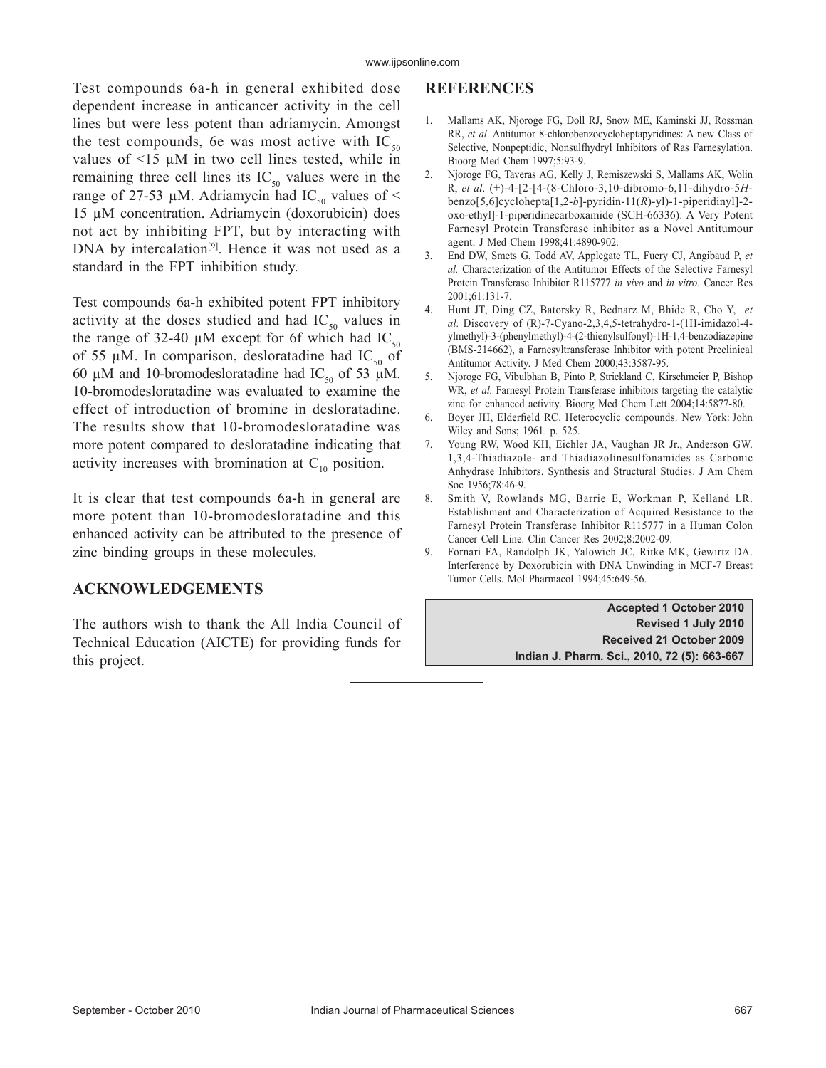Test compounds 6a-h in general exhibited dose dependent increase in anticancer activity in the cell lines but were less potent than adriamycin. Amongst the test compounds, 6e was most active with $IC_{50}$ values of <15 µM in two cell lines tested, while in remaining three cell lines its $IC_{50}$ values were in the range of 27-53 µM. Adriamycin had $IC_{50}$ values of < 15 µM concentration. Adriamycin (doxorubicin) does not act by inhibiting FPT, but by interacting with DNA by intercalation[9]. Hence it was not used as a standard in the FPT inhibition study.

Test compounds 6a-h exhibited potent FPT inhibitory activity at the doses studied and had $IC_{50}$ values in the range of 32-40 µM except for 6f which had $IC_{50}$ of 55 µM. In comparison, desloratadine had $IC_{50}$ of 60 µM and 10-bromodesloratadine had $IC_{50}$ of 53 µM. 10-bromodesloratadine was evaluated to examine the effect of introduction of bromine in desloratadine. The results show that 10-bromodesloratadine was more potent compared to desloratadine indicating that activity increases with bromination at $C_{10}$ position.

It is clear that test compounds 6a-h in general are more potent than 10-bromodesloratadine and this enhanced activity can be attributed to the presence of zinc binding groups in these molecules.

## ACKNOWLEDGEMENTS

The authors wish to thank the All India Council of Technical Education (AICTE) for providing funds for this project.

## REFERENCES

1. Mallams AK, Njoroge FG, Doll RJ, Snow ME, Kaminski JJ, Rossman RR, *et al*. Antitumor 8-chlorobenzocycloheptapyridines: A new Class of Selective, Nonpeptidic, Nonsulfhydryl Inhibitors of Ras Farnesylation. Bioorg Med Chem 1997;5:93-9.
2. Njoroge FG, Taveras AG, Kelly J, Remiszewski S, Mallams AK, Wolin R, *et al*. (+)-4-[2-[4-(8-Chloro-3,10-dibromo-6,11-dihydro-5*H*-benzo[5,6]cyclohepta[1,2-*b*]-pyridin-11(*R*)-yl)-1-piperidinyl]-2-oxo-ethyl]-1-piperidinecarboxamide (SCH-66336): A Very Potent Farnesyl Protein Transferase inhibitor as a Novel Antitumour agent. J Med Chem 1998;41:4890-902.
3. End DW, Smets G, Todd AV, Applegate TL, Fuery CJ, Angibaud P, *et al.* Characterization of the Antitumor Effects of the Selective Farnesyl Protein Transferase Inhibitor R115777 *in vivo* and *in vitro*. Cancer Res 2001;61:131-7.
4. Hunt JT, Ding CZ, Batorsky R, Bednarz M, Bhide R, Cho Y, *et al.* Discovery of (R)-7-Cyano-2,3,4,5-tetrahydro-1-(1H-imidazol-4-ylmethyl)-3-(phenylmethyl)-4-(2-thienylsulfonyl)-1H-1,4-benzodiazepine (BMS-214662), a Farnesyltransferase Inhibitor with potent Preclinical Antitumor Activity. J Med Chem 2000;43:3587-95.
5. Njoroge FG, Vibulbhan B, Pinto P, Strickland C, Kirschmeier P, Bishop WR, *et al.* Farnesyl Protein Transferase inhibitors targeting the catalytic zinc for enhanced activity. Bioorg Med Chem Lett 2004;14:5877-80.
6. Boyer JH, Elderfield RC. Heterocyclic compounds. New York: John Wiley and Sons; 1961. p. 525.
7. Young RW, Wood KH, Eichler JA, Vaughan JR Jr., Anderson GW. 1,3,4-Thiadiazole- and Thiadiazolinesulfonamides as Carbonic Anhydrase Inhibitors. Synthesis and Structural Studies. J Am Chem Soc 1956;78:46-9.
8. Smith V, Rowlands MG, Barrie E, Workman P, Kelland LR. Establishment and Characterization of Acquired Resistance to the Farnesyl Protein Transferase Inhibitor R115777 in a Human Colon Cancer Cell Line. Clin Cancer Res 2002;8:2002-09.
9. Fornari FA, Randolph JK, Yalowich JC, Ritke MK, Gewirtz DA. Interference by Doxorubicin with DNA Unwinding in MCF-7 Breast Tumor Cells. Mol Pharmacol 1994;45:649-56.

**Accepted 1 October 2010**
**Revised 1 July 2010**
**Received 21 October 2009**
**Indian J. Pharm. Sci., 2010, 72 (5): 663-667**